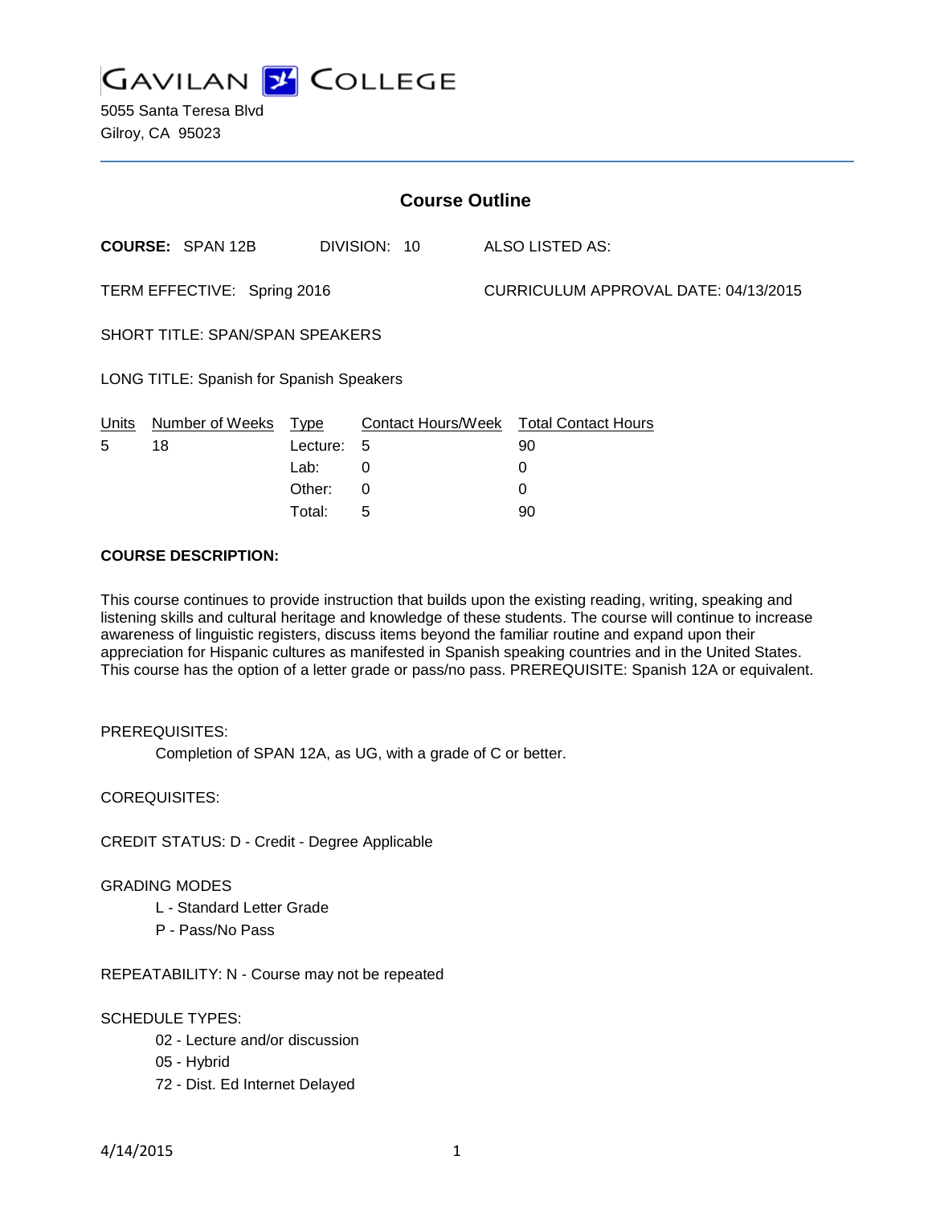# GAVILAN COLLEGE

5055 Santa Teresa Blvd
Gilroy, CA 95023

## Course Outline

**COURSE:** SPAN 12B DIVISION: 10 ALSO LISTED AS:

TERM EFFECTIVE: Spring 2016 CURRICULUM APPROVAL DATE: 04/13/2015

SHORT TITLE: SPAN/SPAN SPEAKERS

LONG TITLE: Spanish for Spanish Speakers

| Units | Number of Weeks | Type | Contact Hours/Week | Total Contact Hours |
|---|---|---|---|---|
| 5 | 18 | Lecture: | 5 | 90 |
| | | Lab: | 0 | 0 |
| | | Other: | 0 | 0 |
| | | Total: | 5 | 90 |

**COURSE DESCRIPTION:**

This course continues to provide instruction that builds upon the existing reading, writing, speaking and listening skills and cultural heritage and knowledge of these students. The course will continue to increase awareness of linguistic registers, discuss items beyond the familiar routine and expand upon their appreciation for Hispanic cultures as manifested in Spanish speaking countries and in the United States. This course has the option of a letter grade or pass/no pass. PREREQUISITE: Spanish 12A or equivalent.

PREREQUISITES:

Completion of SPAN 12A, as UG, with a grade of C or better.

COREQUISITES:

CREDIT STATUS: D - Credit - Degree Applicable

GRADING MODES

- L - Standard Letter Grade
- P - Pass/No Pass

REPEATABILITY: N - Course may not be repeated

SCHEDULE TYPES:

- 02 - Lecture and/or discussion
- 05 - Hybrid
- 72 - Dist. Ed Internet Delayed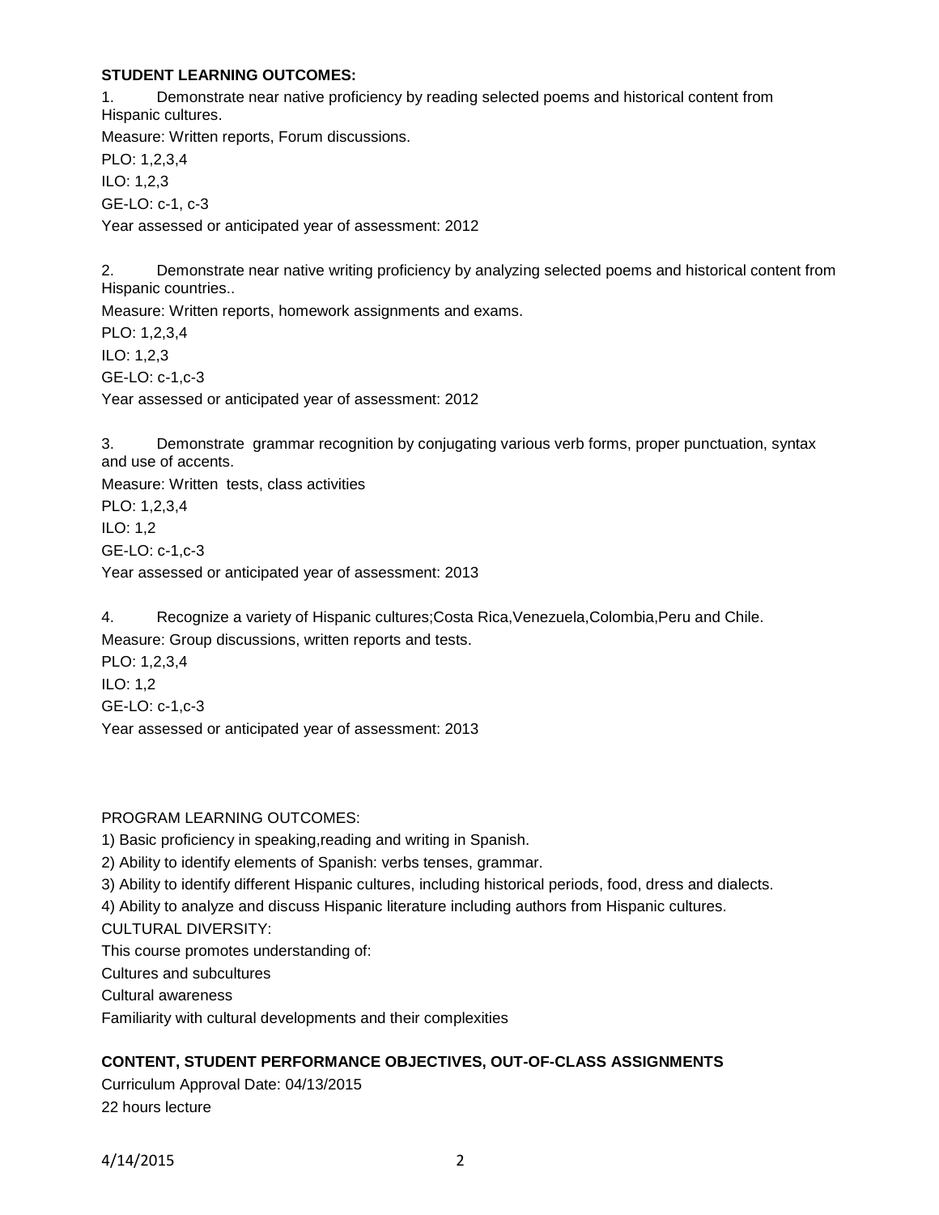**STUDENT LEARNING OUTCOMES:**

1. Demonstrate near native proficiency by reading selected poems and historical content from Hispanic cultures.

Measure: Written reports, Forum discussions.

PLO: 1,2,3,4

ILO: 1,2,3

GE-LO: c-1, c-3

Year assessed or anticipated year of assessment: 2012

2. Demonstrate near native writing proficiency by analyzing selected poems and historical content from Hispanic countries..

Measure: Written reports, homework assignments and exams.

PLO: 1,2,3,4

ILO: 1,2,3

GE-LO: c-1,c-3

Year assessed or anticipated year of assessment: 2012

3. Demonstrate grammar recognition by conjugating various verb forms, proper punctuation, syntax and use of accents.

Measure: Written tests, class activities

PLO: 1,2,3,4

ILO: 1,2

GE-LO: c-1,c-3

Year assessed or anticipated year of assessment: 2013

4. Recognize a variety of Hispanic cultures;Costa Rica,Venezuela,Colombia,Peru and Chile.

Measure: Group discussions, written reports and tests.

PLO: 1,2,3,4

ILO: 1,2

GE-LO: c-1,c-3

Year assessed or anticipated year of assessment: 2013

PROGRAM LEARNING OUTCOMES:

1) Basic proficiency in speaking,reading and writing in Spanish.

2) Ability to identify elements of Spanish: verbs tenses, grammar.

3) Ability to identify different Hispanic cultures, including historical periods, food, dress and dialects.

4) Ability to analyze and discuss Hispanic literature including authors from Hispanic cultures.

CULTURAL DIVERSITY:

This course promotes understanding of:

Cultures and subcultures

Cultural awareness

Familiarity with cultural developments and their complexities

**CONTENT, STUDENT PERFORMANCE OBJECTIVES, OUT-OF-CLASS ASSIGNMENTS**

Curriculum Approval Date: 04/13/2015

22 hours lecture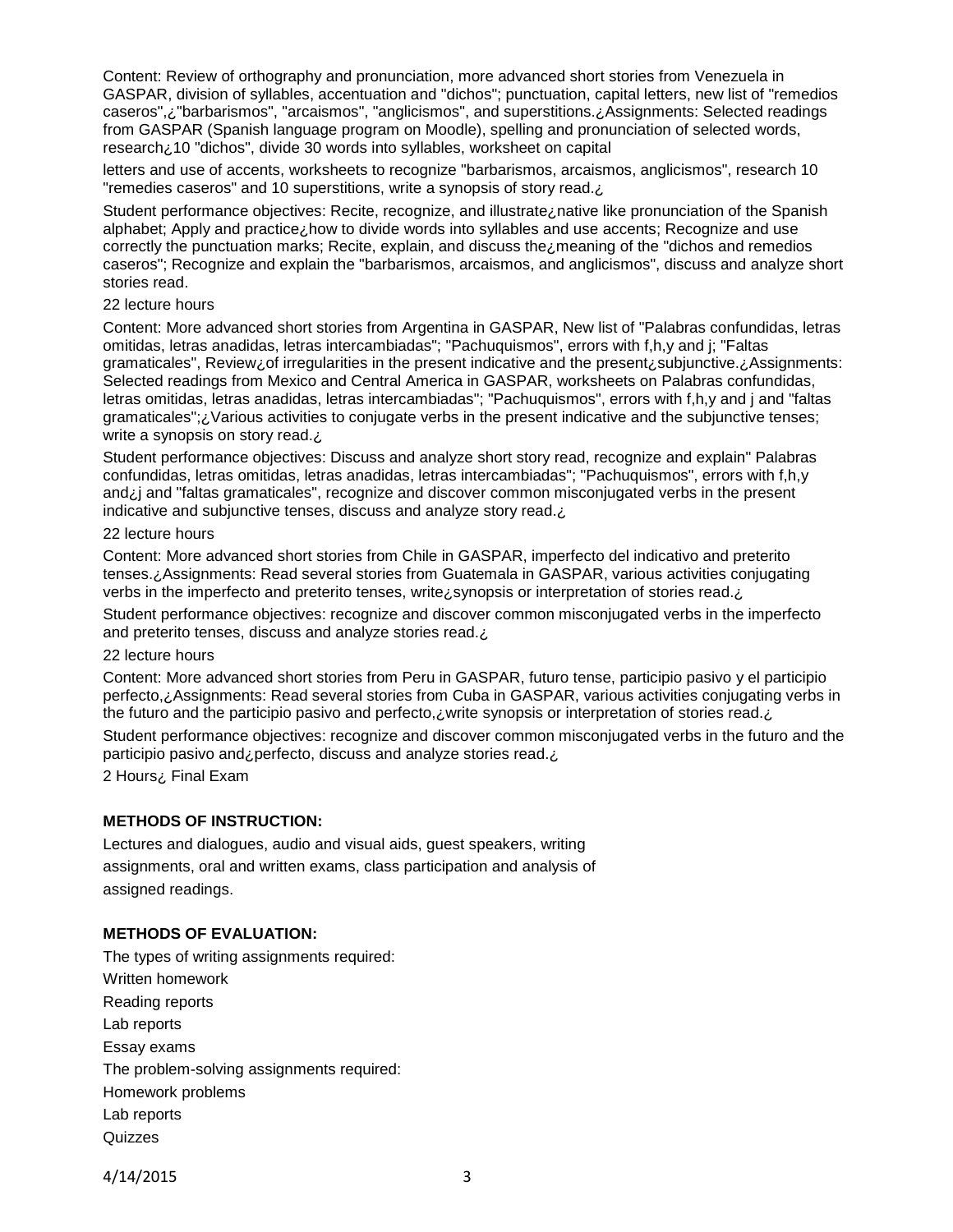Content: Review of orthography and pronunciation, more advanced short stories from Venezuela in GASPAR, division of syllables, accentuation and "dichos"; punctuation, capital letters, new list of "remedios caseros",¿"barbarismos", "arcaismos", "anglicismos", and superstitions.¿Assignments: Selected readings from GASPAR (Spanish language program on Moodle), spelling and pronunciation of selected words, research¿10 "dichos", divide 30 words into syllables, worksheet on capital letters and use of accents, worksheets to recognize "barbarismos, arcaismos, anglicismos", research 10 "remedies caseros" and 10 superstitions, write a synopsis of story read.¿

Student performance objectives: Recite, recognize, and illustrate¿native like pronunciation of the Spanish alphabet; Apply and practice¿how to divide words into syllables and use accents; Recognize and use correctly the punctuation marks; Recite, explain, and discuss the¿meaning of the "dichos and remedios caseros"; Recognize and explain the "barbarismos, arcaismos, and anglicismos", discuss and analyze short stories read.

22 lecture hours

Content: More advanced short stories from Argentina in GASPAR, New list of "Palabras confundidas, letras omitidas, letras anadidas, letras intercambiadas"; "Pachuquismos", errors with f,h,y and j; "Faltas gramaticales", Review¿of irregularities in the present indicative and the present¿subjunctive.¿Assignments: Selected readings from Mexico and Central America in GASPAR, worksheets on Palabras confundidas, letras omitidas, letras anadidas, letras intercambiadas"; "Pachuquismos", errors with f,h,y and j and "faltas gramaticales";¿Various activities to conjugate verbs in the present indicative and the subjunctive tenses; write a synopsis on story read.¿

Student performance objectives: Discuss and analyze short story read, recognize and explain" Palabras confundidas, letras omitidas, letras anadidas, letras intercambiadas"; "Pachuquismos", errors with f,h,y and¿j and "faltas gramaticales", recognize and discover common misconjugated verbs in the present indicative and subjunctive tenses, discuss and analyze story read.¿

22 lecture hours

Content: More advanced short stories from Chile in GASPAR, imperfecto del indicativo and preterito tenses.¿Assignments: Read several stories from Guatemala in GASPAR, various activities conjugating verbs in the imperfecto and preterito tenses, write¿synopsis or interpretation of stories read.¿

Student performance objectives: recognize and discover common misconjugated verbs in the imperfecto and preterito tenses, discuss and analyze stories read.¿

22 lecture hours

Content: More advanced short stories from Peru in GASPAR, futuro tense, participio pasivo y el participio perfecto,¿Assignments: Read several stories from Cuba in GASPAR, various activities conjugating verbs in the futuro and the participio pasivo and perfecto,¿write synopsis or interpretation of stories read.¿

Student performance objectives: recognize and discover common misconjugated verbs in the futuro and the participio pasivo and¿perfecto, discuss and analyze stories read.¿

2 Hours¿ Final Exam

## METHODS OF INSTRUCTION:

Lectures and dialogues, audio and visual aids, guest speakers, writing assignments, oral and written exams, class participation and analysis of assigned readings.

## METHODS OF EVALUATION:

The types of writing assignments required:

Written homework

Reading reports

Lab reports

Essay exams

The problem-solving assignments required:

Homework problems

Lab reports

Quizzes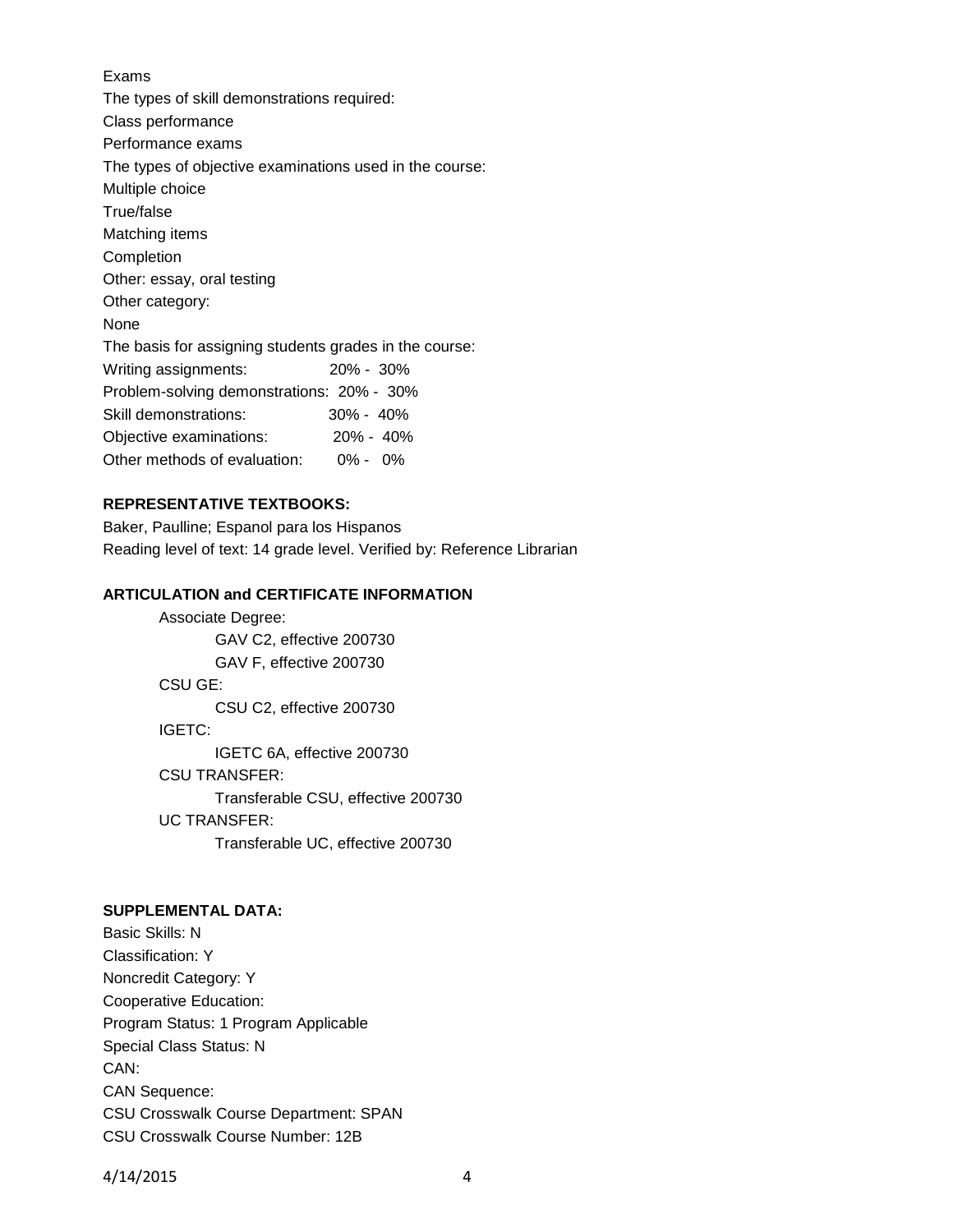Exams

The types of skill demonstrations required:

Class performance

Performance exams

The types of objective examinations used in the course:

Multiple choice

True/false

Matching items

Completion

Other: essay, oral testing

Other category:

None

The basis for assigning students grades in the course:

| | |
|---|---|
| Writing assignments: | 20% - 30% |
| Problem-solving demonstrations: | 20% - 30% |
| Skill demonstrations: | 30% - 40% |
| Objective examinations: | 20% - 40% |
| Other methods of evaluation: | 0% - 0% |

**REPRESENTATIVE TEXTBOOKS:**

Baker, Paulline; Espanol para los Hispanos

Reading level of text: 14 grade level. Verified by: Reference Librarian

**ARTICULATION and CERTIFICATE INFORMATION**

Associate Degree:
- GAV C2, effective 200730
- GAV F, effective 200730

CSU GE:
- CSU C2, effective 200730

IGETC:
- IGETC 6A, effective 200730

CSU TRANSFER:
- Transferable CSU, effective 200730

UC TRANSFER:
- Transferable UC, effective 200730

**SUPPLEMENTAL DATA:**

Basic Skills: N

Classification: Y

Noncredit Category: Y

Cooperative Education:

Program Status: 1 Program Applicable

Special Class Status: N

CAN:

CAN Sequence:

CSU Crosswalk Course Department: SPAN

CSU Crosswalk Course Number: 12B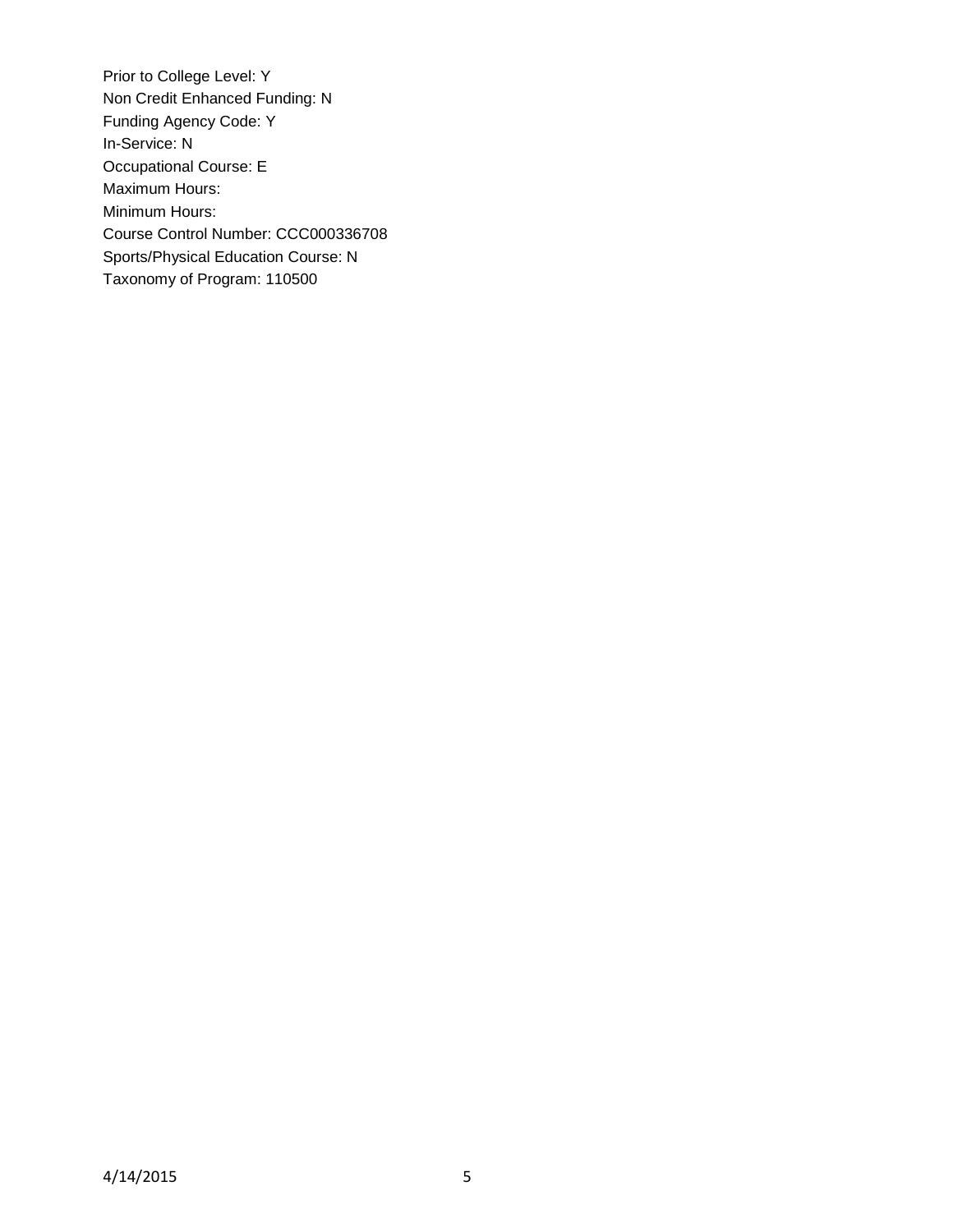Prior to College Level: Y
Non Credit Enhanced Funding: N
Funding Agency Code: Y
In-Service: N
Occupational Course: E
Maximum Hours:
Minimum Hours:
Course Control Number: CCC000336708
Sports/Physical Education Course: N
Taxonomy of Program: 110500